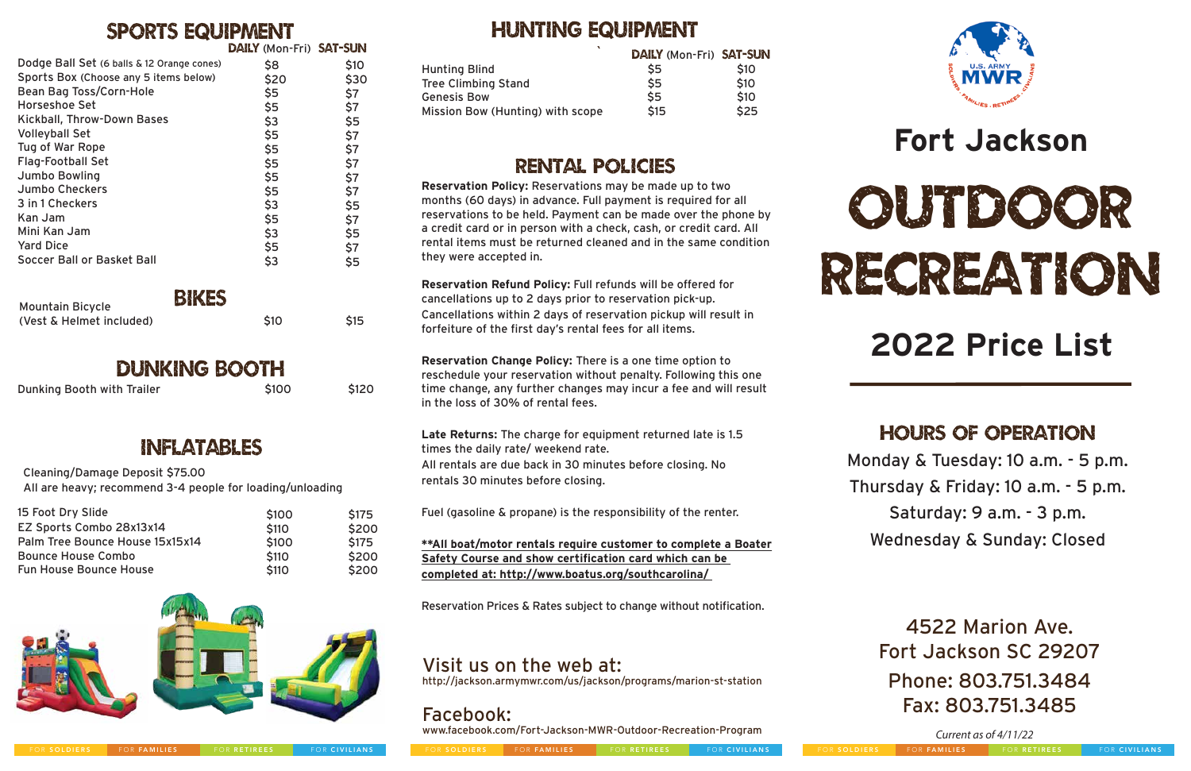## SPORTS EQUIPMENT

| | DAILY (Mon-Fri) | SAT-SUN |
|---|---|---|
| Dodge Ball Set (6 balls & 12 Orange cones) | $8 | $10 |
| Sports Box (Choose any 5 items below) | $20 | $30 |
| Bean Bag Toss/Corn-Hole | $5 | $7 |
| Horseshoe Set | $5 | $7 |
| Kickball, Throw-Down Bases | $3 | $5 |
| Volleyball Set | $5 | $7 |
| Tug of War Rope | $5 | $7 |
| Flag-Football Set | $5 | $7 |
| Jumbo Bowling | $5 | $7 |
| Jumbo Checkers | $5 | $7 |
| 3 in 1 Checkers | $3 | $5 |
| Kan Jam | $5 | $7 |
| Mini Kan Jam | $3 | $5 |
| Yard Dice | $5 | $7 |
| Soccer Ball or Basket Ball | $3 | $5 |

## BIKES

| | | |
|---|---|---|
| Mountain Bicycle (Vest & Helmet included) | $10 | $15 |

## DUNKING BOOTH

| | | |
|---|---|---|
| Dunking Booth with Trailer | $100 | $120 |

## INFLATABLES

Cleaning/Damage Deposit $75.00

All are heavy; recommend 3-4 people for loading/unloading

| | | |
|---|---|---|
| 15 Foot Dry Slide | $100 | $175 |
| EZ Sports Combo 28x13x14 | $110 | $200 |
| Palm Tree Bounce House 15x15x14 | $100 | $175 |
| Bounce House Combo | $110 | $200 |
| Fun House Bounce House | $110 | $200 |

## HUNTING EQUIPMENT

| | DAILY (Mon-Fri) | SAT-SUN |
|---|---|---|
| Hunting Blind | $5 | $10 |
| Tree Climbing Stand | $5 | $10 |
| Genesis Bow | $5 | $10 |
| Mission Bow (Hunting) with scope | $15 | $25 |

## RENTAL POLICIES

**Reservation Policy:** Reservations may be made up to two months (60 days) in advance. Full payment is required for all reservations to be held. Payment can be made over the phone by a credit card or in person with a check, cash, or credit card. All rental items must be returned cleaned and in the same condition they were accepted in.

**Reservation Refund Policy:** Full refunds will be offered for cancellations up to 2 days prior to reservation pick-up. Cancellations within 2 days of reservation pickup will result in forfeiture of the first day's rental fees for all items.

**Reservation Change Policy:** There is a one time option to reschedule your reservation without penalty. Following this one time change, any further changes may incur a fee and will result in the loss of 30% of rental fees.

**Late Returns:** The charge for equipment returned late is 1.5 times the daily rate/ weekend rate.
All rentals are due back in 30 minutes before closing. No rentals 30 minutes before closing.

Fuel (gasoline & propane) is the responsibility of the renter.

**<u>**All boat/motor rentals require customer to complete a Boater Safety Course and show certification card which can be completed at: http://www.boatus.org/southcarolina/</u>**

Reservation Prices & Rates subject to change without notification.

Visit us on the web at:
http://jackson.armymwr.com/us/jackson/programs/marion-st-station

Facebook:
www.facebook.com/Fort-Jackson-MWR-Outdoor-Recreation-Program

U.S. ARMY MWR — Soldiers, Families, Retirees, Civilians

# Fort Jackson

# OUTDOOR RECREATION

# 2022 Price List

## HOURS OF OPERATION

Monday & Tuesday: 10 a.m. - 5 p.m.
Thursday & Friday: 10 a.m. - 5 p.m.
Saturday: 9 a.m. - 3 p.m.
Wednesday & Sunday: Closed

4522 Marion Ave.
Fort Jackson SC 29207
Phone: 803.751.3484
Fax: 803.751.3485

*Current as of 4/11/22*

FOR SOLDIERS | FOR FAMILIES | FOR RETIREES | FOR CIVILIANS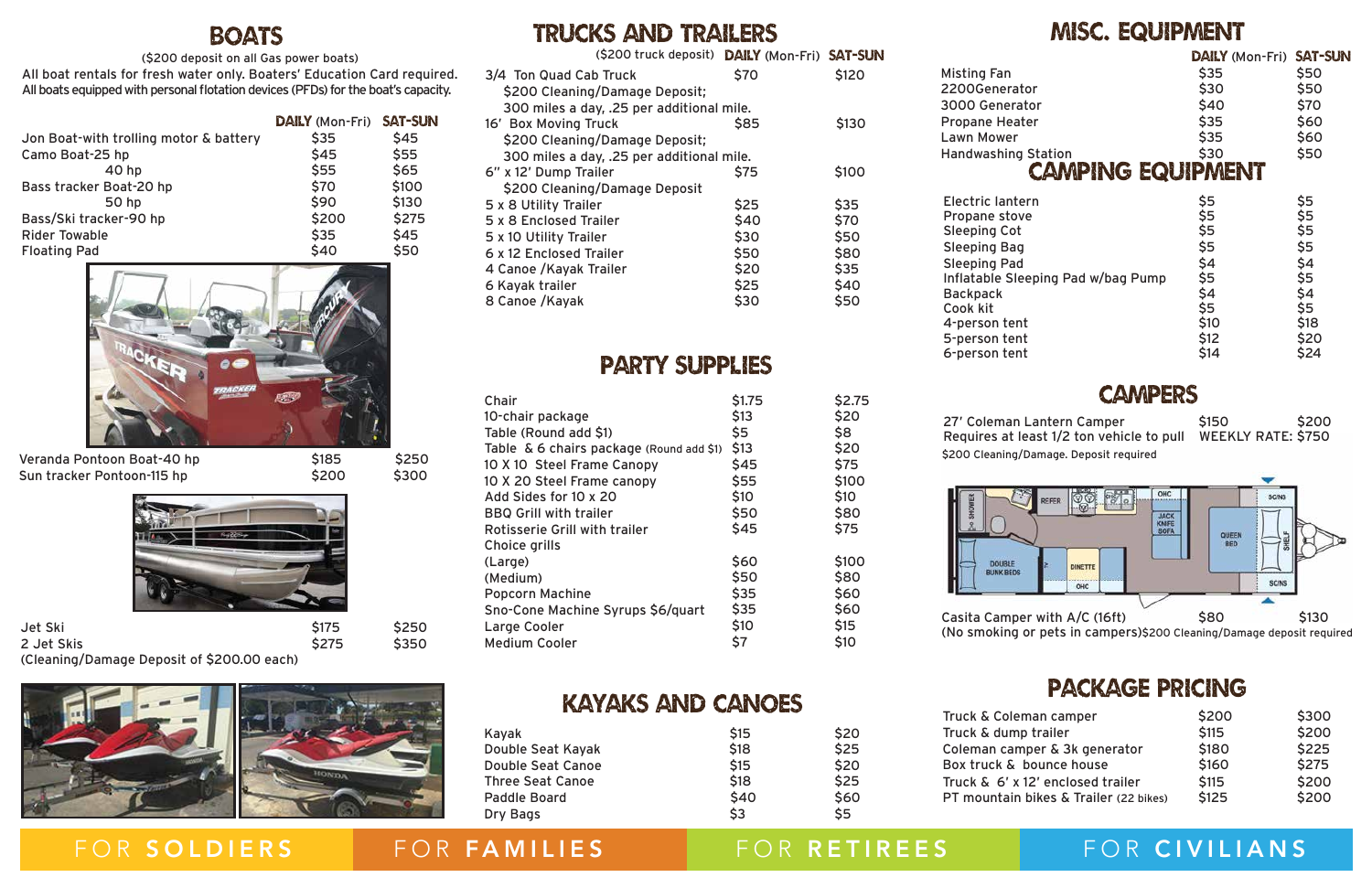## BOATS

($200 deposit on all Gas power boats)

All boat rentals for fresh water only. Boaters' Education Card required.
All boats equipped with personal flotation devices (PFDs) for the boat's capacity.

| | DAILY (Mon-Fri) | SAT-SUN |
|---|---|---|
| Jon Boat-with trolling motor & battery | $35 | $45 |
| Camo Boat-25 hp | $45 | $55 |
| 40 hp | $55 | $65 |
| Bass tracker Boat-20 hp | $70 | $100 |
| 50 hp | $90 | $130 |
| Bass/Ski tracker-90 hp | $200 | $275 |
| Rider Towable | $35 | $45 |
| Floating Pad | $40 | $50 |
| Veranda Pontoon Boat-40 hp | $185 | $250 |
| Sun tracker Pontoon-115 hp | $200 | $300 |
| Jet Ski | $175 | $250 |
| 2 Jet Skis | $275 | $350 |

(Cleaning/Damage Deposit of $200.00 each)

## TRUCKS AND TRAILERS

| ($200 truck deposit) | DAILY (Mon-Fri) | SAT-SUN |
|---|---|---|
| 3/4 Ton Quad Cab Truck<br>$200 Cleaning/Damage Deposit;<br>300 miles a day, .25 per additional mile. | $70 | $120 |
| 16' Box Moving Truck<br>$200 Cleaning/Damage Deposit;<br>300 miles a day, .25 per additional mile. | $85 | $130 |
| 6" x 12' Dump Trailer<br>$200 Cleaning/Damage Deposit | $75 | $100 |
| 5 x 8 Utility Trailer | $25 | $35 |
| 5 x 8 Enclosed Trailer | $40 | $70 |
| 5 x 10 Utility Trailer | $30 | $50 |
| 6 x 12 Enclosed Trailer | $50 | $80 |
| 4 Canoe /Kayak Trailer | $20 | $35 |
| 6 Kayak trailer | $25 | $40 |
| 8 Canoe /Kayak | $30 | $50 |

## PARTY SUPPLIES

| | | |
|---|---|---|
| Chair | $1.75 | $2.75 |
| 10-chair package | $13 | $20 |
| Table (Round add $1) | $5 | $8 |
| Table & 6 chairs package (Round add $1) | $13 | $20 |
| 10 X 10 Steel Frame Canopy | $45 | $75 |
| 10 X 20 Steel Frame canopy | $55 | $100 |
| Add Sides for 10 x 20 | $10 | $10 |
| BBQ Grill with trailer | $50 | $80 |
| Rotisserie Grill with trailer | $45 | $75 |
| Choice grills | | |
| (Large) | $60 | $100 |
| (Medium) | $50 | $80 |
| Popcorn Machine | $35 | $60 |
| Sno-Cone Machine Syrups $6/quart | $35 | $60 |
| Large Cooler | $10 | $15 |
| Medium Cooler | $7 | $10 |

## KAYAKS AND CANOES

| | | |
|---|---|---|
| Kayak | $15 | $20 |
| Double Seat Kayak | $18 | $25 |
| Double Seat Canoe | $15 | $20 |
| Three Seat Canoe | $18 | $25 |
| Paddle Board | $40 | $60 |
| Dry Bags | $3 | $5 |

## MISC. EQUIPMENT

| | DAILY (Mon-Fri) | SAT-SUN |
|---|---|---|
| Misting Fan | $35 | $50 |
| 2200Generator | $30 | $50 |
| 3000 Generator | $40 | $70 |
| Propane Heater | $35 | $60 |
| Lawn Mower | $35 | $60 |
| Handwashing Station | $30 | $50 |

## CAMPING EQUIPMENT

| | | |
|---|---|---|
| Electric lantern | $5 | $5 |
| Propane stove | $5 | $5 |
| Sleeping Cot | $5 | $5 |
| Sleeping Bag | $5 | $5 |
| Sleeping Pad | $4 | $4 |
| Inflatable Sleeping Pad w/bag Pump | $5 | $5 |
| Backpack | $4 | $4 |
| Cook kit | $5 | $5 |
| 4-person tent | $10 | $18 |
| 5-person tent | $12 | $20 |
| 6-person tent | $14 | $24 |

## CAMPERS

| | | |
|---|---|---|
| 27' Coleman Lantern Camper<br>Requires at least 1/2 ton vehicle to pull | $150<br>WEEKLY RATE: $750 | $200 |

$200 Cleaning/Damage. Deposit required

SHOWER, REFER, OHC, JACK KNIFE SOFA, QUEEN BED, SCNS, SHELF, DOUBLE BUNK BEDS, DINETTE, OHC, SCNS

| | | |
|---|---|---|
| Casita Camper with A/C (16ft) | $80 | $130 |

(No smoking or pets in campers) $200 Cleaning/Damage deposit required

## PACKAGE PRICING

| | | |
|---|---|---|
| Truck & Coleman camper | $200 | $300 |
| Truck & dump trailer | $115 | $200 |
| Coleman camper & 3k generator | $180 | $225 |
| Box truck & bounce house | $160 | $275 |
| Truck & 6' x 12' enclosed trailer | $115 | $200 |
| PT mountain bikes & Trailer (22 bikes) | $125 | $200 |

FOR **SOLDIERS** | FOR **FAMILIES** | FOR **RETIREES** | FOR **CIVILIANS**